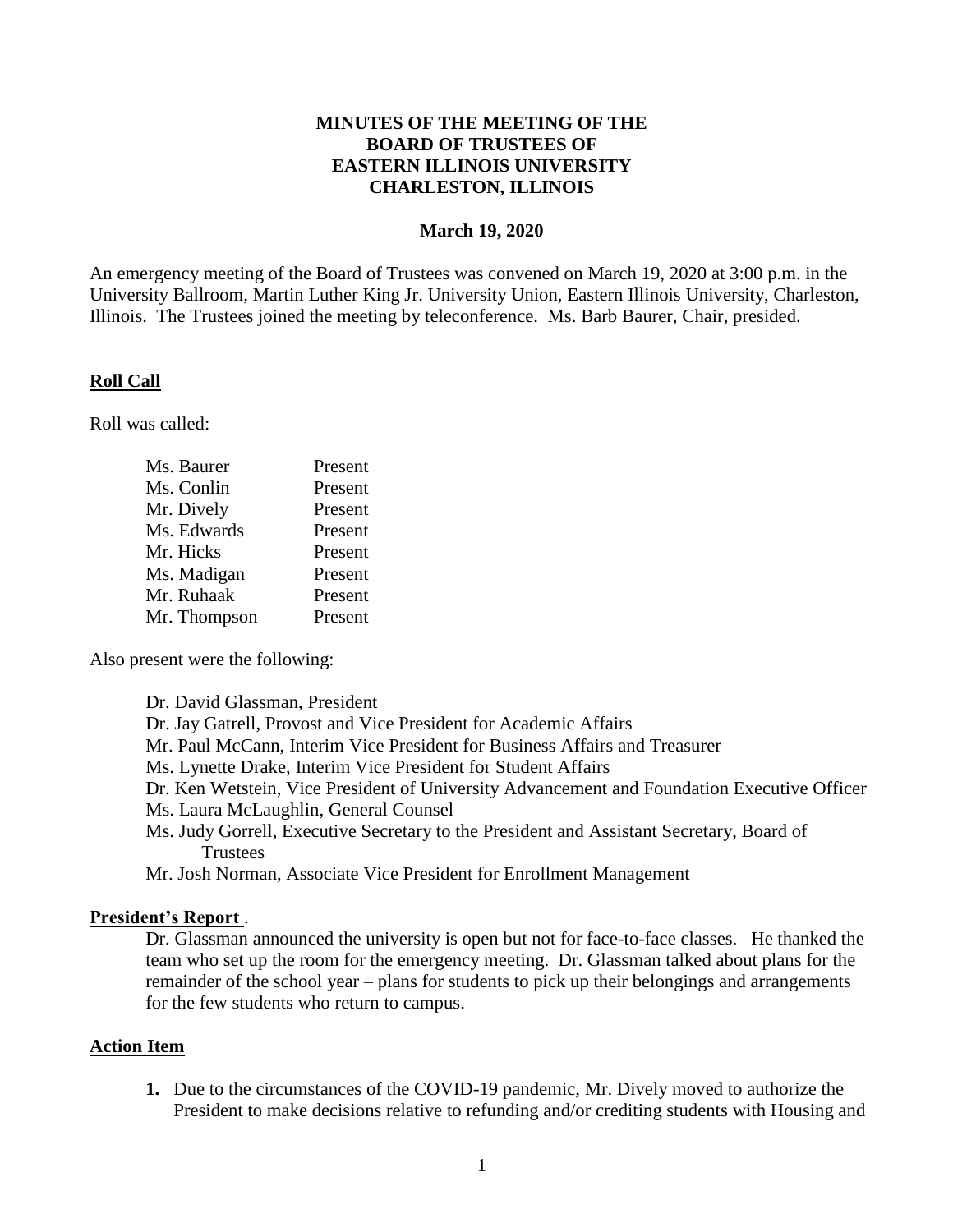**MINUTES OF THE MEETING OF THE BOARD OF TRUSTEES OF EASTERN ILLINOIS UNIVERSITY CHARLESTON, ILLINOIS**

**March 19, 2020**

An emergency meeting of the Board of Trustees was convened on March 19, 2020 at 3:00 p.m. in the University Ballroom, Martin Luther King Jr. University Union, Eastern Illinois University, Charleston, Illinois. The Trustees joined the meeting by teleconference. Ms. Barb Baurer, Chair, presided.

## Roll Call

Roll was called:

| | |
|---|---|
| Ms. Baurer | Present |
| Ms. Conlin | Present |
| Mr. Dively | Present |
| Ms. Edwards | Present |
| Mr. Hicks | Present |
| Ms. Madigan | Present |
| Mr. Ruhaak | Present |
| Mr. Thompson | Present |

Also present were the following:

- Dr. David Glassman, President
- Dr. Jay Gatrell, Provost and Vice President for Academic Affairs
- Mr. Paul McCann, Interim Vice President for Business Affairs and Treasurer
- Ms. Lynette Drake, Interim Vice President for Student Affairs
- Dr. Ken Wetstein, Vice President of University Advancement and Foundation Executive Officer
- Ms. Laura McLaughlin, General Counsel
- Ms. Judy Gorrell, Executive Secretary to the President and Assistant Secretary, Board of Trustees
- Mr. Josh Norman, Associate Vice President for Enrollment Management

## President's Report .

Dr. Glassman announced the university is open but not for face-to-face classes. He thanked the team who set up the room for the emergency meeting. Dr. Glassman talked about plans for the remainder of the school year – plans for students to pick up their belongings and arrangements for the few students who return to campus.

## Action Item

1. Due to the circumstances of the COVID-19 pandemic, Mr. Dively moved to authorize the President to make decisions relative to refunding and/or crediting students with Housing and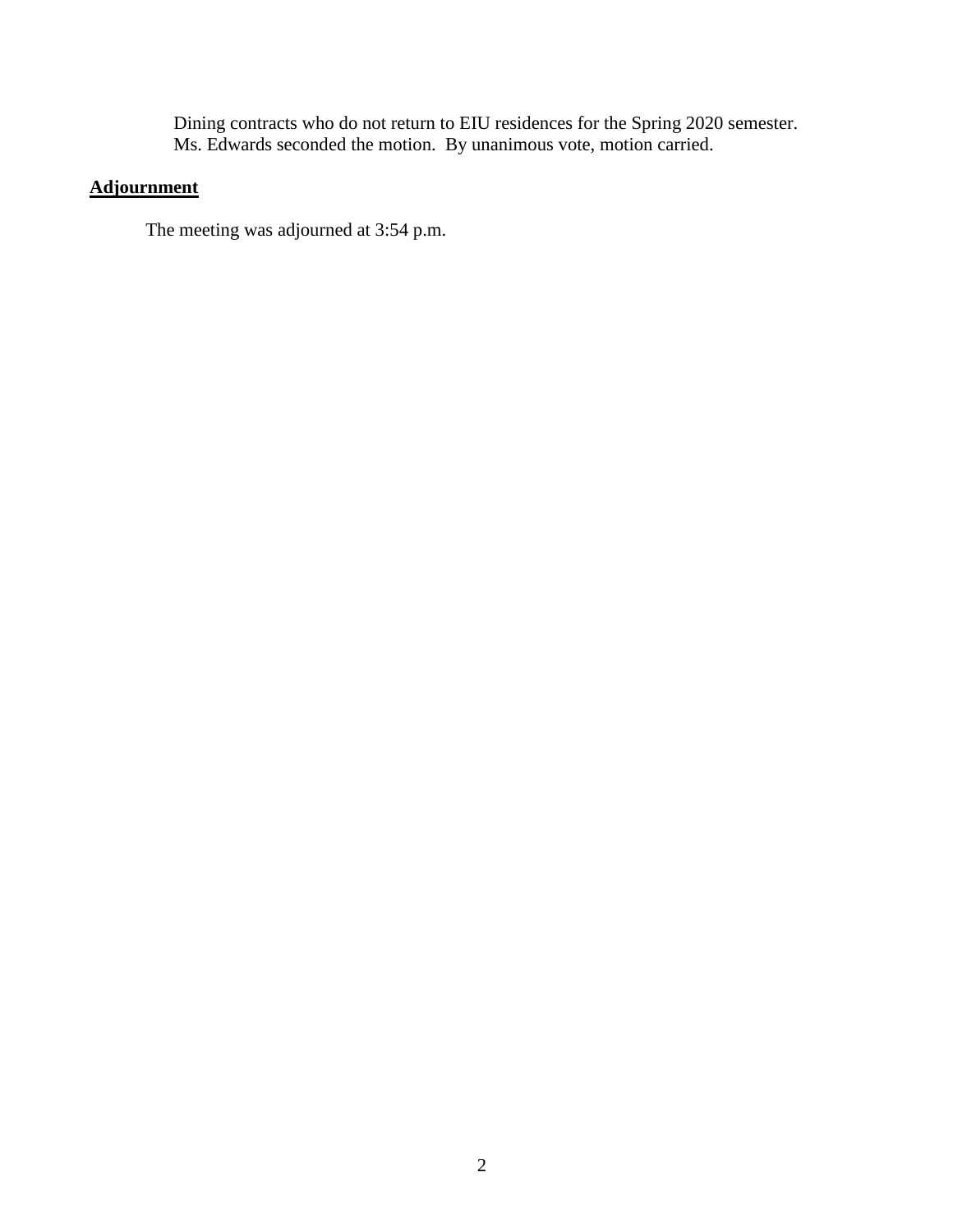Dining contracts who do not return to EIU residences for the Spring 2020 semester. Ms. Edwards seconded the motion. By unanimous vote, motion carried.

## **Adjournment**

The meeting was adjourned at 3:54 p.m.